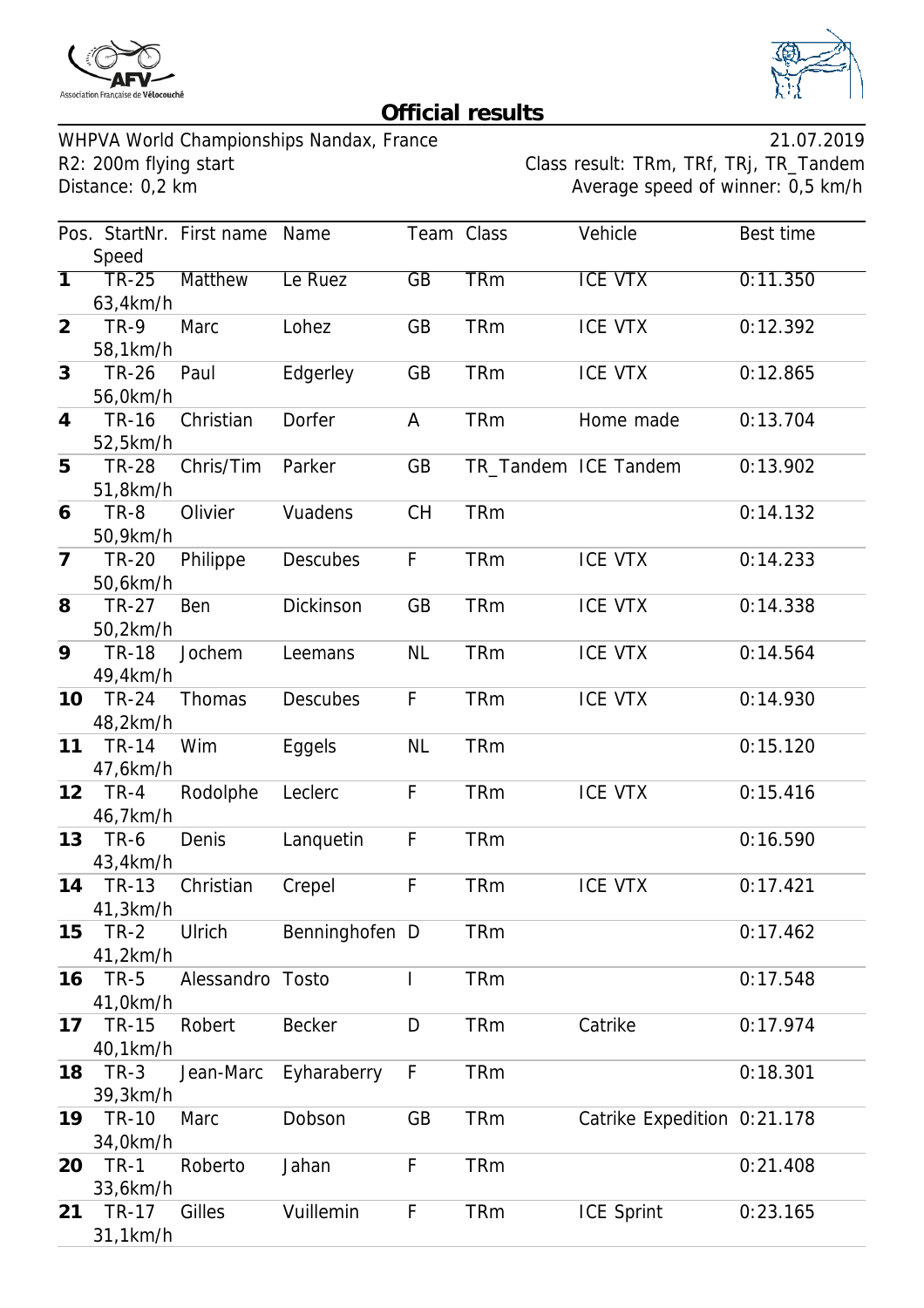# Official results

WHPVA World Championships Nandax, France 21.07.2019
R2: 200m flying start
Distance: 0,2 km

Class result: TRm, TRf, TRj, TR_Tandem
Average speed of winner: 0,5 km/h

| Pos. | StartNr. Speed | First name | Name | Team | Class | Vehicle | Best time |
|---|---|---|---|---|---|---|---|
| 1 | TR-25 63,4km/h | Matthew | Le Ruez | GB | TRm | ICE VTX | 0:11.350 |
| 2 | TR-9 58,1km/h | Marc | Lohez | GB | TRm | ICE VTX | 0:12.392 |
| 3 | TR-26 56,0km/h | Paul | Edgerley | GB | TRm | ICE VTX | 0:12.865 |
| 4 | TR-16 52,5km/h | Christian | Dorfer | A | TRm | Home made | 0:13.704 |
| 5 | TR-28 51,8km/h | Chris/Tim | Parker | GB | TR_Tandem | ICE Tandem | 0:13.902 |
| 6 | TR-8 50,9km/h | Olivier | Vuadens | CH | TRm | | 0:14.132 |
| 7 | TR-20 50,6km/h | Philippe | Descubes | F | TRm | ICE VTX | 0:14.233 |
| 8 | TR-27 50,2km/h | Ben | Dickinson | GB | TRm | ICE VTX | 0:14.338 |
| 9 | TR-18 49,4km/h | Jochem | Leemans | NL | TRm | ICE VTX | 0:14.564 |
| 10 | TR-24 48,2km/h | Thomas | Descubes | F | TRm | ICE VTX | 0:14.930 |
| 11 | TR-14 47,6km/h | Wim | Eggels | NL | TRm | | 0:15.120 |
| 12 | TR-4 46,7km/h | Rodolphe | Leclerc | F | TRm | ICE VTX | 0:15.416 |
| 13 | TR-6 43,4km/h | Denis | Lanquetin | F | TRm | | 0:16.590 |
| 14 | TR-13 41,3km/h | Christian | Crepel | F | TRm | ICE VTX | 0:17.421 |
| 15 | TR-2 41,2km/h | Ulrich | Benninghofen | D | TRm | | 0:17.462 |
| 16 | TR-5 41,0km/h | Alessandro | Tosto | I | TRm | | 0:17.548 |
| 17 | TR-15 40,1km/h | Robert | Becker | D | TRm | Catrike | 0:17.974 |
| 18 | TR-3 39,3km/h | Jean-Marc | Eyharaberry | F | TRm | | 0:18.301 |
| 19 | TR-10 34,0km/h | Marc | Dobson | GB | TRm | Catrike Expedition | 0:21.178 |
| 20 | TR-1 33,6km/h | Roberto | Jahan | F | TRm | | 0:21.408 |
| 21 | TR-17 31,1km/h | Gilles | Vuillemin | F | TRm | ICE Sprint | 0:23.165 |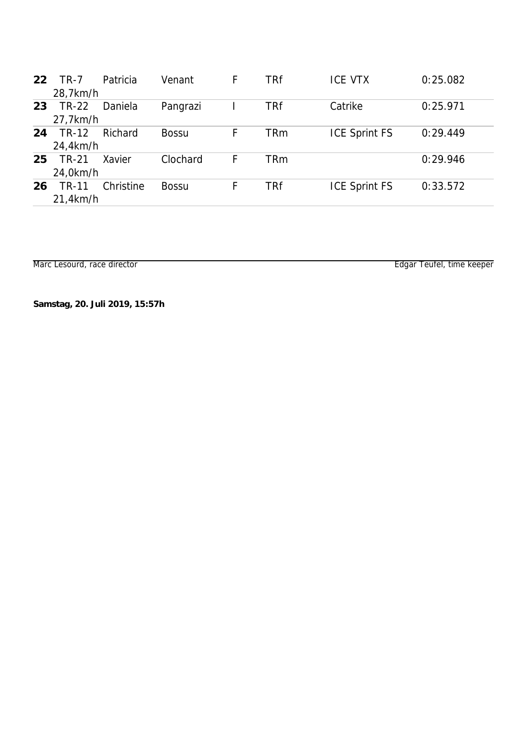| | | | | | | | |
|---|---|---|---|---|---|---|---|
| **22** | TR-7 28,7km/h | Patricia | Venant | F | TRf | ICE VTX | 0:25.082 |
| **23** | TR-22 27,7km/h | Daniela | Pangrazi | I | TRf | Catrike | 0:25.971 |
| **24** | TR-12 24,4km/h | Richard | Bossu | F | TRm | ICE Sprint FS | 0:29.449 |
| **25** | TR-21 24,0km/h | Xavier | Clochard | F | TRm | | 0:29.946 |
| **26** | TR-11 21,4km/h | Christine | Bossu | F | TRf | ICE Sprint FS | 0:33.572 |

Marc Lesourd, race director

Edgar Teufel, time keeper

**Samstag, 20. Juli 2019, 15:57h**